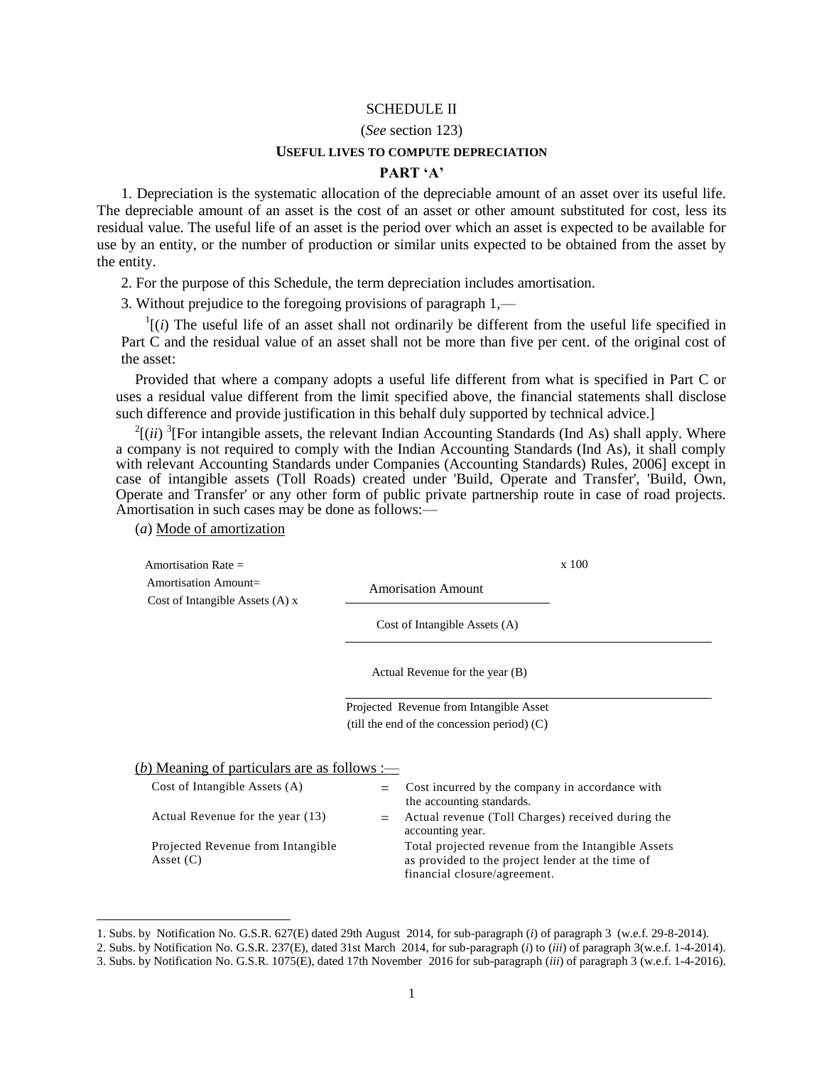# SCHEDULE II

(*See* section 123)

## USEFUL LIVES TO COMPUTE DEPRECIATION

### PART 'A'

1. Depreciation is the systematic allocation of the depreciable amount of an asset over its useful life. The depreciable amount of an asset is the cost of an asset or other amount substituted for cost, less its residual value. The useful life of an asset is the period over which an asset is expected to be available for use by an entity, or the number of production or similar units expected to be obtained from the asset by the entity.

2. For the purpose of this Schedule, the term depreciation includes amortisation.

3. Without prejudice to the foregoing provisions of paragraph 1,—

[1][(*i*) The useful life of an asset shall not ordinarily be different from the useful life specified in Part C and the residual value of an asset shall not be more than five per cent. of the original cost of the asset:

Provided that where a company adopts a useful life different from what is specified in Part C or uses a residual value different from the limit specified above, the financial statements shall disclose such difference and provide justification in this behalf duly supported by technical advice.]

[2][(*ii*) [3][For intangible assets, the relevant Indian Accounting Standards (Ind As) shall apply. Where a company is not required to comply with the Indian Accounting Standards (Ind As), it shall comply with relevant Accounting Standards under Companies (Accounting Standards) Rules, 2006] except in case of intangible assets (Toll Roads) created under 'Build, Operate and Transfer', 'Build, Own, Operate and Transfer' or any other form of public private partnership route in case of road projects. Amortisation in such cases may be done as follows:—

(*a*) Mode of amortization

$$\text{Amortisation Rate} = \frac{\text{Amorisation Amount}}{\text{Cost of Intangible Assets (A)}} \times 100$$

$$\text{Amortisation Amount} = \text{Cost of Intangible Assets (A)} \times \frac{\text{Actual Revenue for the year (B)}}{\text{Projected Revenue from Intangible Asset (till the end of the concession period) (C)}}$$

(*b*) Meaning of particulars are as follows :—

| | | |
|---|---|---|
| Cost of Intangible Assets (A) | = | Cost incurred by the company in accordance with the accounting standards. |
| Actual Revenue for the year (13) | = | Actual revenue (Toll Charges) received during the accounting year. |
| Projected Revenue from Intangible Asset (C) | | Total projected revenue from the Intangible Assets as provided to the project lender at the time of financial closure/agreement. |

---

1. Subs. by Notification No. G.S.R. 627(E) dated 29th August 2014, for sub-paragraph (*i*) of paragraph 3 (w.e.f. 29-8-2014).
2. Subs. by Notification No. G.S.R. 237(E), dated 31st March 2014, for sub-paragraph (*i*) to (*iii*) of paragraph 3(w.e.f. 1-4-2014).
3. Subs. by Notification No. G.S.R. 1075(E), dated 17th November 2016 for sub-paragraph (*iii*) of paragraph 3 (w.e.f. 1-4-2016).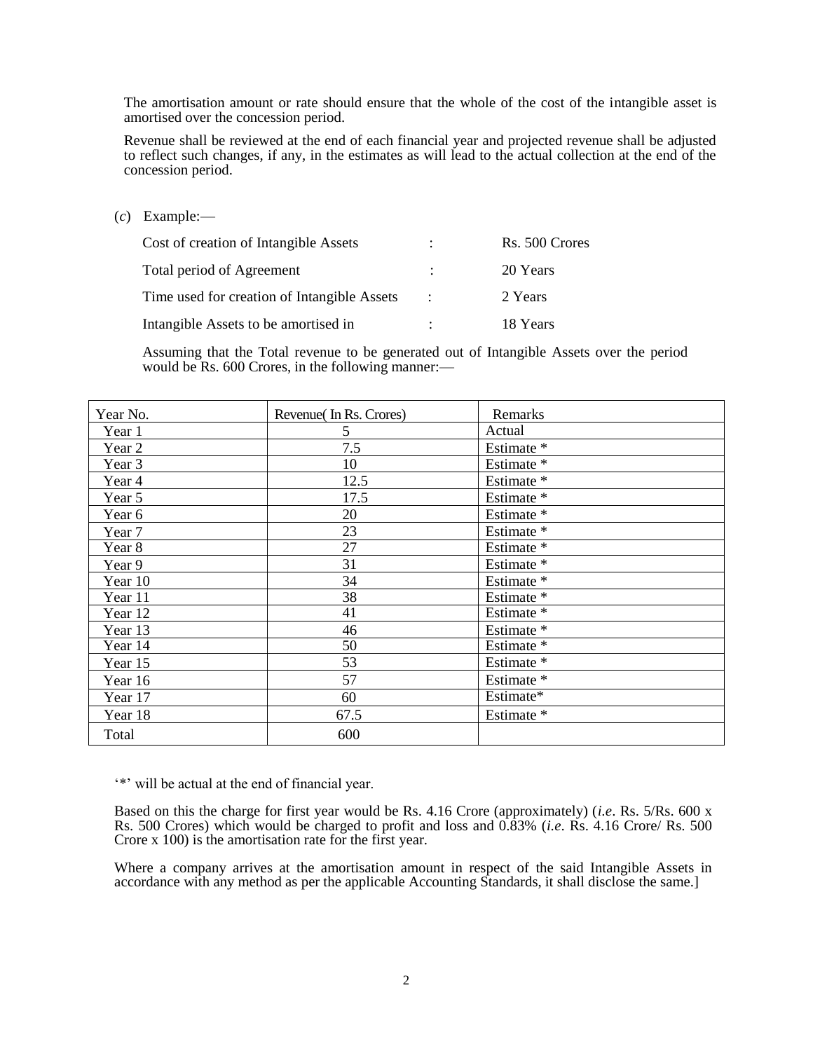The amortisation amount or rate should ensure that the whole of the cost of the intangible asset is amortised over the concession period.

Revenue shall be reviewed at the end of each financial year and projected revenue shall be adjusted to reflect such changes, if any, in the estimates as will lead to the actual collection at the end of the concession period.

(*c*) Example:—

| | | |
|---|---|---|
| Cost of creation of Intangible Assets | : | Rs. 500 Crores |
| Total period of Agreement | : | 20 Years |
| Time used for creation of Intangible Assets | : | 2 Years |
| Intangible Assets to be amortised in | : | 18 Years |

Assuming that the Total revenue to be generated out of Intangible Assets over the period would be Rs. 600 Crores, in the following manner:—

| Year No. | Revenue( In Rs. Crores) | Remarks |
|---|---|---|
| Year 1 | 5 | Actual |
| Year 2 | 7.5 | Estimate * |
| Year 3 | 10 | Estimate * |
| Year 4 | 12.5 | Estimate * |
| Year 5 | 17.5 | Estimate * |
| Year 6 | 20 | Estimate * |
| Year 7 | 23 | Estimate * |
| Year 8 | 27 | Estimate * |
| Year 9 | 31 | Estimate * |
| Year 10 | 34 | Estimate * |
| Year 11 | 38 | Estimate * |
| Year 12 | 41 | Estimate * |
| Year 13 | 46 | Estimate * |
| Year 14 | 50 | Estimate * |
| Year 15 | 53 | Estimate * |
| Year 16 | 57 | Estimate * |
| Year 17 | 60 | Estimate* |
| Year 18 | 67.5 | Estimate * |
| Total | 600 | |

'*' will be actual at the end of financial year.

Based on this the charge for first year would be Rs. 4.16 Crore (approximately) (*i.e*. Rs. 5/Rs. 600 x Rs. 500 Crores) which would be charged to profit and loss and 0.83% (*i.e*. Rs. 4.16 Crore/ Rs. 500 Crore x 100) is the amortisation rate for the first year.

Where a company arrives at the amortisation amount in respect of the said Intangible Assets in accordance with any method as per the applicable Accounting Standards, it shall disclose the same.]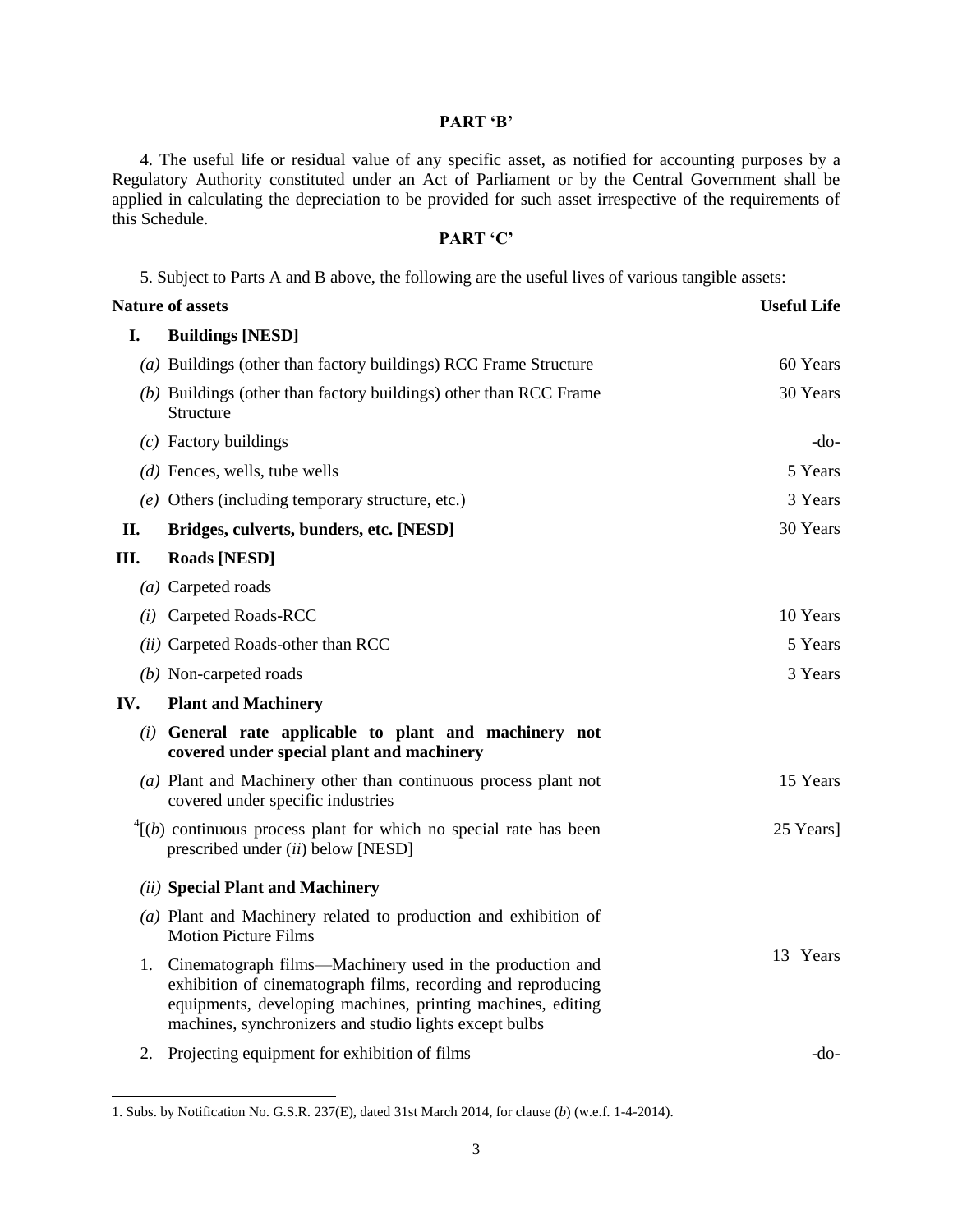## PART 'B'

4. The useful life or residual value of any specific asset, as notified for accounting purposes by a Regulatory Authority constituted under an Act of Parliament or by the Central Government shall be applied in calculating the depreciation to be provided for such asset irrespective of the requirements of this Schedule.

## PART 'C'

5. Subject to Parts A and B above, the following are the useful lives of various tangible assets:

| Nature of assets | | Useful Life |
|---|---|---|
| **I.** | **Buildings [NESD]** | |
| | *(a)* Buildings (other than factory buildings) RCC Frame Structure | 60 Years |
| | *(b)* Buildings (other than factory buildings) other than RCC Frame Structure | 30 Years |
| | *(c)* Factory buildings | -do- |
| | *(d)* Fences, wells, tube wells | 5 Years |
| | *(e)* Others (including temporary structure, etc.) | 3 Years |
| **II.** | **Bridges, culverts, bunders, etc. [NESD]** | 30 Years |
| **III.** | **Roads [NESD]** | |
| | *(a)* Carpeted roads | |
| | *(i)* Carpeted Roads-RCC | 10 Years |
| | *(ii)* Carpeted Roads-other than RCC | 5 Years |
| | *(b)* Non-carpeted roads | 3 Years |
| **IV.** | **Plant and Machinery** | |
| | *(i)* **General rate applicable to plant and machinery not covered under special plant and machinery** | |
| | *(a)* Plant and Machinery other than continuous process plant not covered under specific industries | 15 Years |
| | [4][*(b)* continuous process plant for which no special rate has been prescribed under *(ii)* below [NESD] | 25 Years] |
| | *(ii)* **Special Plant and Machinery** | |
| | *(a)* Plant and Machinery related to production and exhibition of Motion Picture Films | |
| | 1. Cinematograph films—Machinery used in the production and exhibition of cinematograph films, recording and reproducing equipments, developing machines, printing machines, editing machines, synchronizers and studio lights except bulbs | 13 Years |
| | 2. Projecting equipment for exhibition of films | -do- |

1. Subs. by Notification No. G.S.R. 237(E), dated 31st March 2014, for clause (*b*) (w.e.f. 1-4-2014).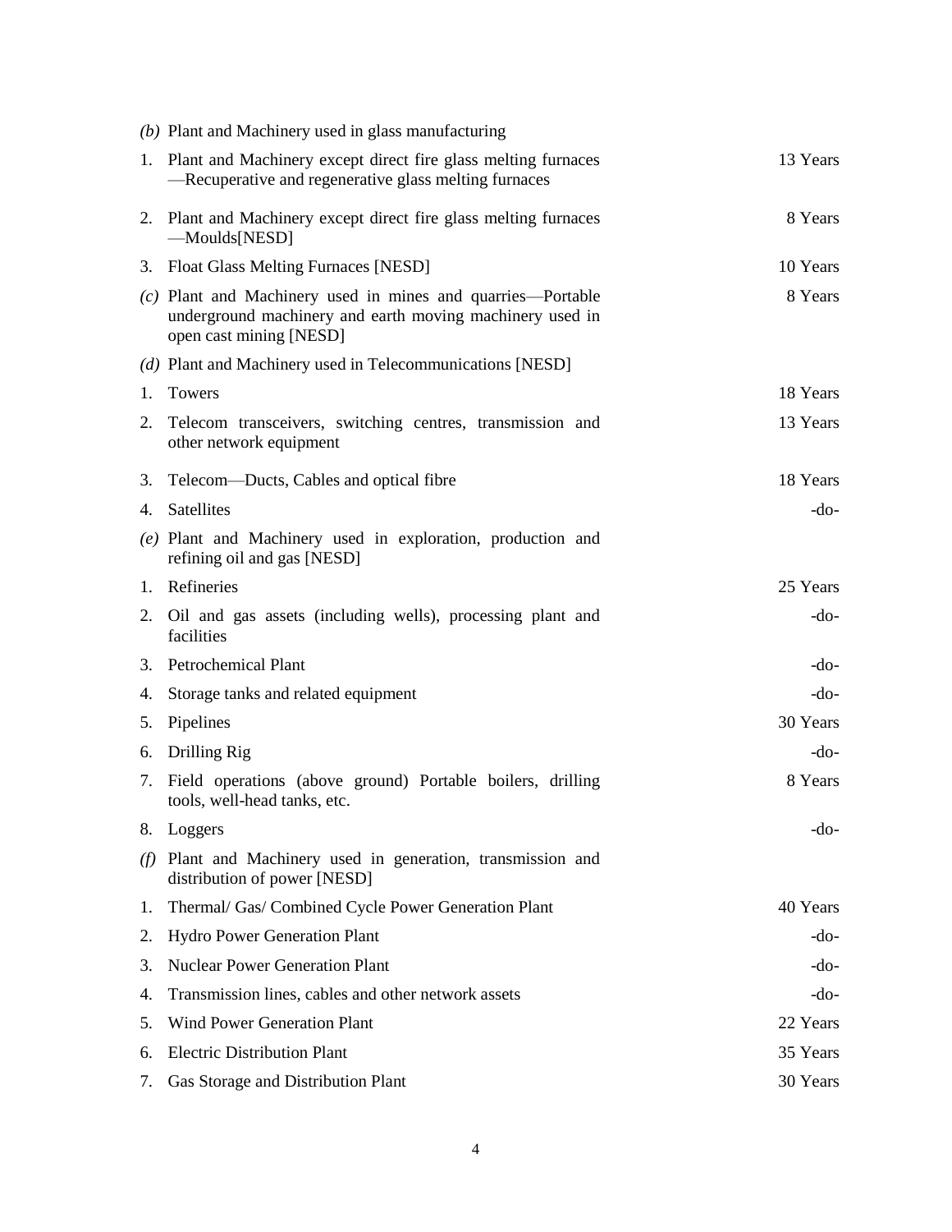| | | |
|---|---|---|
| *(b)* | Plant and Machinery used in glass manufacturing | |
| 1. | Plant and Machinery except direct fire glass melting furnaces —Recuperative and regenerative glass melting furnaces | 13 Years |
| 2. | Plant and Machinery except direct fire glass melting furnaces —Moulds[NESD] | 8 Years |
| 3. | Float Glass Melting Furnaces [NESD] | 10 Years |
| *(c)* | Plant and Machinery used in mines and quarries—Portable underground machinery and earth moving machinery used in open cast mining [NESD] | 8 Years |
| *(d)* | Plant and Machinery used in Telecommunications [NESD] | |
| 1. | Towers | 18 Years |
| 2. | Telecom transceivers, switching centres, transmission and other network equipment | 13 Years |
| 3. | Telecom—Ducts, Cables and optical fibre | 18 Years |
| 4. | Satellites | -do- |
| *(e)* | Plant and Machinery used in exploration, production and refining oil and gas [NESD] | |
| 1. | Refineries | 25 Years |
| 2. | Oil and gas assets (including wells), processing plant and facilities | -do- |
| 3. | Petrochemical Plant | -do- |
| 4. | Storage tanks and related equipment | -do- |
| 5. | Pipelines | 30 Years |
| 6. | Drilling Rig | -do- |
| 7. | Field operations (above ground) Portable boilers, drilling tools, well-head tanks, etc. | 8 Years |
| 8. | Loggers | -do- |
| *(f)* | Plant and Machinery used in generation, transmission and distribution of power [NESD] | |
| 1. | Thermal/ Gas/ Combined Cycle Power Generation Plant | 40 Years |
| 2. | Hydro Power Generation Plant | -do- |
| 3. | Nuclear Power Generation Plant | -do- |
| 4. | Transmission lines, cables and other network assets | -do- |
| 5. | Wind Power Generation Plant | 22 Years |
| 6. | Electric Distribution Plant | 35 Years |
| 7. | Gas Storage and Distribution Plant | 30 Years |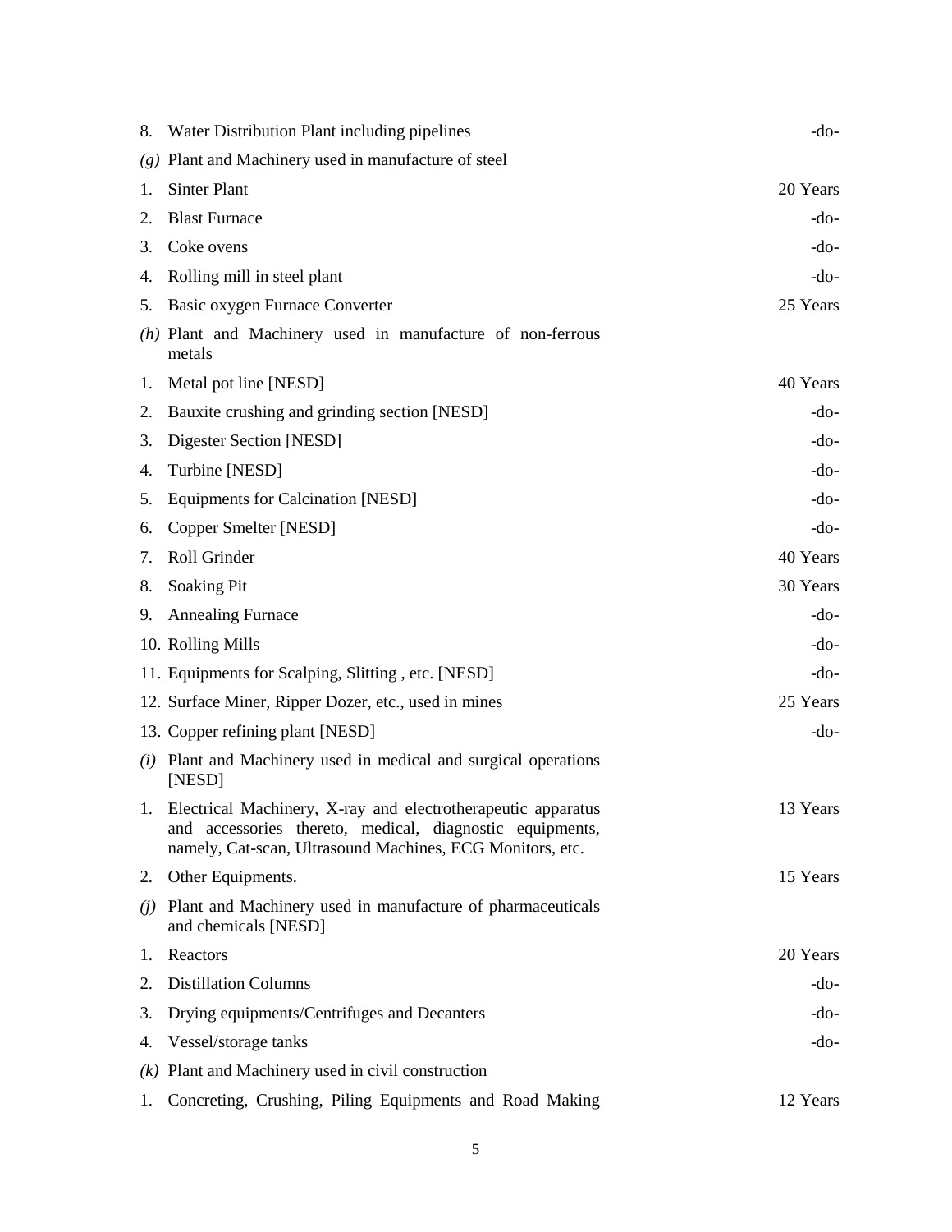| | | |
|---|---|---|
| 8. | Water Distribution Plant including pipelines | -do- |
| *(g)* | Plant and Machinery used in manufacture of steel | |
| 1. | Sinter Plant | 20 Years |
| 2. | Blast Furnace | -do- |
| 3. | Coke ovens | -do- |
| 4. | Rolling mill in steel plant | -do- |
| 5. | Basic oxygen Furnace Converter | 25 Years |
| *(h)* | Plant and Machinery used in manufacture of non-ferrous metals | |
| 1. | Metal pot line [NESD] | 40 Years |
| 2. | Bauxite crushing and grinding section [NESD] | -do- |
| 3. | Digester Section [NESD] | -do- |
| 4. | Turbine [NESD] | -do- |
| 5. | Equipments for Calcination [NESD] | -do- |
| 6. | Copper Smelter [NESD] | -do- |
| 7. | Roll Grinder | 40 Years |
| 8. | Soaking Pit | 30 Years |
| 9. | Annealing Furnace | -do- |
| 10. | Rolling Mills | -do- |
| 11. | Equipments for Scalping, Slitting , etc. [NESD] | -do- |
| 12. | Surface Miner, Ripper Dozer, etc., used in mines | 25 Years |
| 13. | Copper refining plant [NESD] | -do- |
| *(i)* | Plant and Machinery used in medical and surgical operations [NESD] | |
| 1. | Electrical Machinery, X-ray and electrotherapeutic apparatus and accessories thereto, medical, diagnostic equipments, namely, Cat-scan, Ultrasound Machines, ECG Monitors, etc. | 13 Years |
| 2. | Other Equipments. | 15 Years |
| *(j)* | Plant and Machinery used in manufacture of pharmaceuticals and chemicals [NESD] | |
| 1. | Reactors | 20 Years |
| 2. | Distillation Columns | -do- |
| 3. | Drying equipments/Centrifuges and Decanters | -do- |
| 4. | Vessel/storage tanks | -do- |
| *(k)* | Plant and Machinery used in civil construction | |
| 1. | Concreting, Crushing, Piling Equipments and Road Making | 12 Years |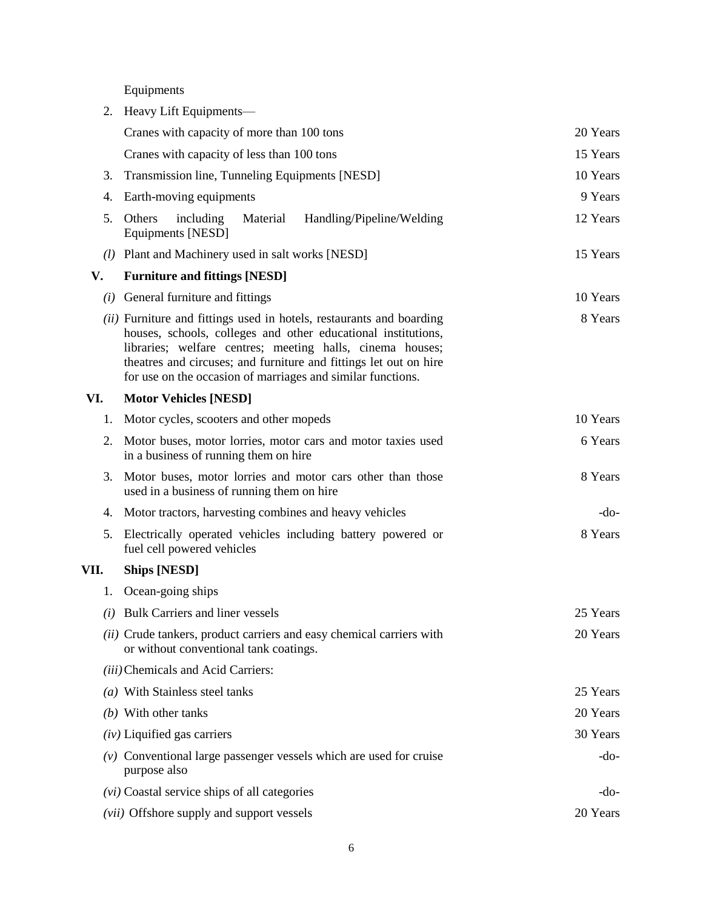|  | Equipments |  |
|---|---|---|
| 2. | Heavy Lift Equipments— |  |
|  | Cranes with capacity of more than 100 tons | 20 Years |
|  | Cranes with capacity of less than 100 tons | 15 Years |
| 3. | Transmission line, Tunneling Equipments [NESD] | 10 Years |
| 4. | Earth-moving equipments | 9 Years |
| 5. | Others including Material Handling/Pipeline/Welding Equipments [NESD] | 12 Years |
| *(l)* | Plant and Machinery used in salt works [NESD] | 15 Years |
| **V.** | **Furniture and fittings [NESD]** |  |
| *(i)* | General furniture and fittings | 10 Years |
| *(ii)* | Furniture and fittings used in hotels, restaurants and boarding houses, schools, colleges and other educational institutions, libraries; welfare centres; meeting halls, cinema houses; theatres and circuses; and furniture and fittings let out on hire for use on the occasion of marriages and similar functions. | 8 Years |
| **VI.** | **Motor Vehicles [NESD]** |  |
| 1. | Motor cycles, scooters and other mopeds | 10 Years |
| 2. | Motor buses, motor lorries, motor cars and motor taxies used in a business of running them on hire | 6 Years |
| 3. | Motor buses, motor lorries and motor cars other than those used in a business of running them on hire | 8 Years |
| 4. | Motor tractors, harvesting combines and heavy vehicles | -do- |
| 5. | Electrically operated vehicles including battery powered or fuel cell powered vehicles | 8 Years |
| **VII.** | **Ships [NESD]** |  |
| 1. | Ocean-going ships |  |
| *(i)* | Bulk Carriers and liner vessels | 25 Years |
| *(ii)* | Crude tankers, product carriers and easy chemical carriers with or without conventional tank coatings. | 20 Years |
| *(iii)* | Chemicals and Acid Carriers: |  |
| *(a)* | With Stainless steel tanks | 25 Years |
| *(b)* | With other tanks | 20 Years |
| *(iv)* | Liquified gas carriers | 30 Years |
| *(v)* | Conventional large passenger vessels which are used for cruise purpose also | -do- |
| *(vi)* | Coastal service ships of all categories | -do- |
| *(vii)* | Offshore supply and support vessels | 20 Years |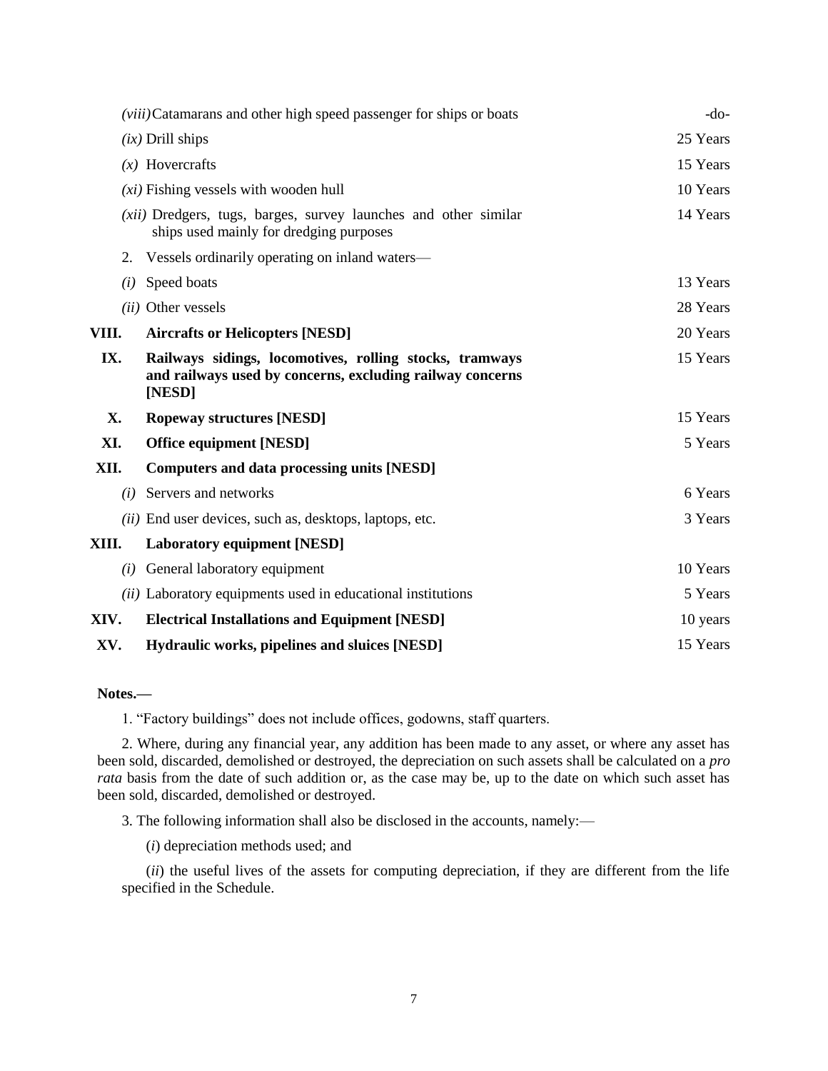| | | |
|---|---|---|
| | *(viii)* Catamarans and other high speed passenger for ships or boats | -do- |
| | *(ix)* Drill ships | 25 Years |
| | *(x)* Hovercrafts | 15 Years |
| | *(xi)* Fishing vessels with wooden hull | 10 Years |
| | *(xii)* Dredgers, tugs, barges, survey launches and other similar ships used mainly for dredging purposes | 14 Years |
| | 2. Vessels ordinarily operating on inland waters— | |
| | *(i)* Speed boats | 13 Years |
| | *(ii)* Other vessels | 28 Years |
| **VIII.** | **Aircrafts or Helicopters [NESD]** | 20 Years |
| **IX.** | **Railways sidings, locomotives, rolling stocks, tramways and railways used by concerns, excluding railway concerns [NESD]** | 15 Years |
| **X.** | **Ropeway structures [NESD]** | 15 Years |
| **XI.** | **Office equipment [NESD]** | 5 Years |
| **XII.** | **Computers and data processing units [NESD]** | |
| | *(i)* Servers and networks | 6 Years |
| | *(ii)* End user devices, such as, desktops, laptops, etc. | 3 Years |
| **XIII.** | **Laboratory equipment [NESD]** | |
| | *(i)* General laboratory equipment | 10 Years |
| | *(ii)* Laboratory equipments used in educational institutions | 5 Years |
| **XIV.** | **Electrical Installations and Equipment [NESD]** | 10 years |
| **XV.** | **Hydraulic works, pipelines and sluices [NESD]** | 15 Years |

**Notes.—**

1. "Factory buildings" does not include offices, godowns, staff quarters.

2. Where, during any financial year, any addition has been made to any asset, or where any asset has been sold, discarded, demolished or destroyed, the depreciation on such assets shall be calculated on a *pro rata* basis from the date of such addition or, as the case may be, up to the date on which such asset has been sold, discarded, demolished or destroyed.

3. The following information shall also be disclosed in the accounts, namely:—

(*i*) depreciation methods used; and

(*ii*) the useful lives of the assets for computing depreciation, if they are different from the life specified in the Schedule.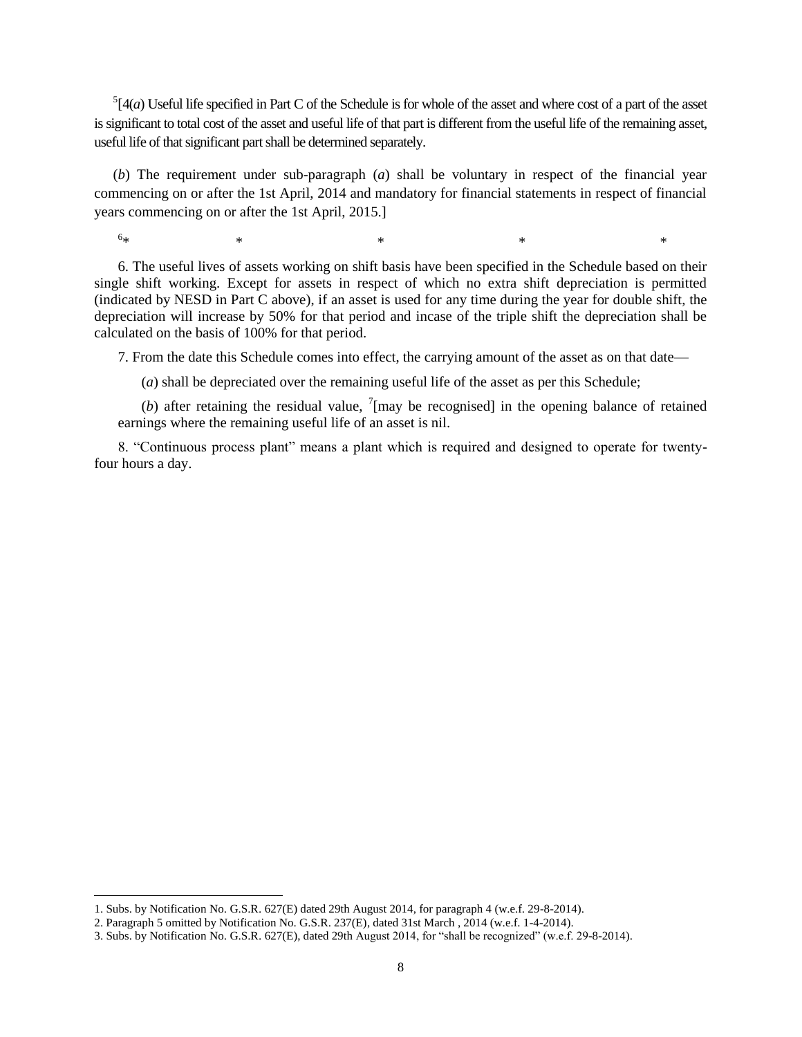[5][4(*a*) Useful life specified in Part C of the Schedule is for whole of the asset and where cost of a part of the asset is significant to total cost of the asset and useful life of that part is different from the useful life of the remaining asset, useful life of that significant part shall be determined separately.

(*b*) The requirement under sub-paragraph (*a*) shall be voluntary in respect of the financial year commencing on or after the 1st April, 2014 and mandatory for financial statements in respect of financial years commencing on or after the 1st April, 2015.]

[6]* * * * *

6. The useful lives of assets working on shift basis have been specified in the Schedule based on their single shift working. Except for assets in respect of which no extra shift depreciation is permitted (indicated by NESD in Part C above), if an asset is used for any time during the year for double shift, the depreciation will increase by 50% for that period and incase of the triple shift the depreciation shall be calculated on the basis of 100% for that period.

7. From the date this Schedule comes into effect, the carrying amount of the asset as on that date—

(*a*) shall be depreciated over the remaining useful life of the asset as per this Schedule;

(*b*) after retaining the residual value, [7][may be recognised] in the opening balance of retained earnings where the remaining useful life of an asset is nil.

8. "Continuous process plant" means a plant which is required and designed to operate for twenty-four hours a day.

---

1. Subs. by Notification No. G.S.R. 627(E) dated 29th August 2014, for paragraph 4 (w.e.f. 29-8-2014).
2. Paragraph 5 omitted by Notification No. G.S.R. 237(E), dated 31st March , 2014 (w.e.f. 1-4-2014).
3. Subs. by Notification No. G.S.R. 627(E), dated 29th August 2014, for "shall be recognized" (w.e.f. 29-8-2014).